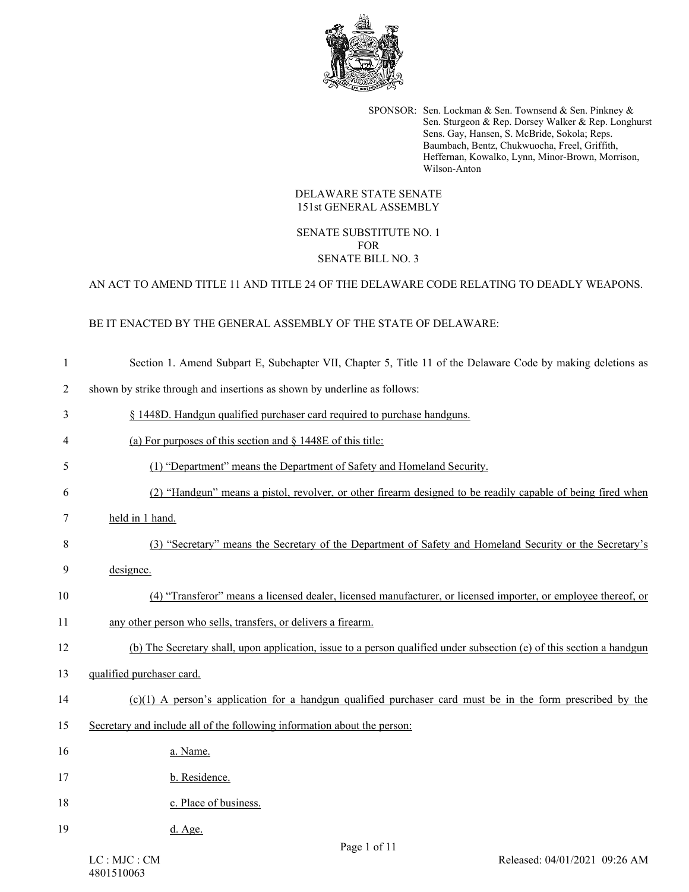SPONSOR: Sen. Lockman & Sen. Townsend & Sen. Pinkney & Sen. Sturgeon & Rep. Dorsey Walker & Rep. Longhurst Sens. Gay, Hansen, S. McBride, Sokola; Reps. Baumbach, Bentz, Chukwuocha, Freel, Griffith, Heffernan, Kowalko, Lynn, Minor-Brown, Morrison, Wilson-Anton

DELAWARE STATE SENATE
151st GENERAL ASSEMBLY

SENATE SUBSTITUTE NO. 1
FOR
SENATE BILL NO. 3

AN ACT TO AMEND TITLE 11 AND TITLE 24 OF THE DELAWARE CODE RELATING TO DEADLY WEAPONS.

BE IT ENACTED BY THE GENERAL ASSEMBLY OF THE STATE OF DELAWARE:

1 Section 1. Amend Subpart E, Subchapter VII, Chapter 5, Title 11 of the Delaware Code by making deletions as
2 shown by strike through and insertions as shown by underline as follows:

3 § 1448D. Handgun qualified purchaser card required to purchase handguns.

4 (a) For purposes of this section and § 1448E of this title:

5 (1) "Department" means the Department of Safety and Homeland Security.

6 (2) "Handgun" means a pistol, revolver, or other firearm designed to be readily capable of being fired when
7 held in 1 hand.

8 (3) "Secretary" means the Secretary of the Department of Safety and Homeland Security or the Secretary's
9 designee.

10 (4) "Transferor" means a licensed dealer, licensed manufacturer, or licensed importer, or employee thereof, or
11 any other person who sells, transfers, or delivers a firearm.

12 (b) The Secretary shall, upon application, issue to a person qualified under subsection (e) of this section a handgun
13 qualified purchaser card.

14 (c)(1) A person's application for a handgun qualified purchaser card must be in the form prescribed by the
15 Secretary and include all of the following information about the person:

16 a. Name.

17 b. Residence.

18 c. Place of business.

19 d. Age.

LC : MJC : CM
4801510063

Released: 04/01/2021 09:26 AM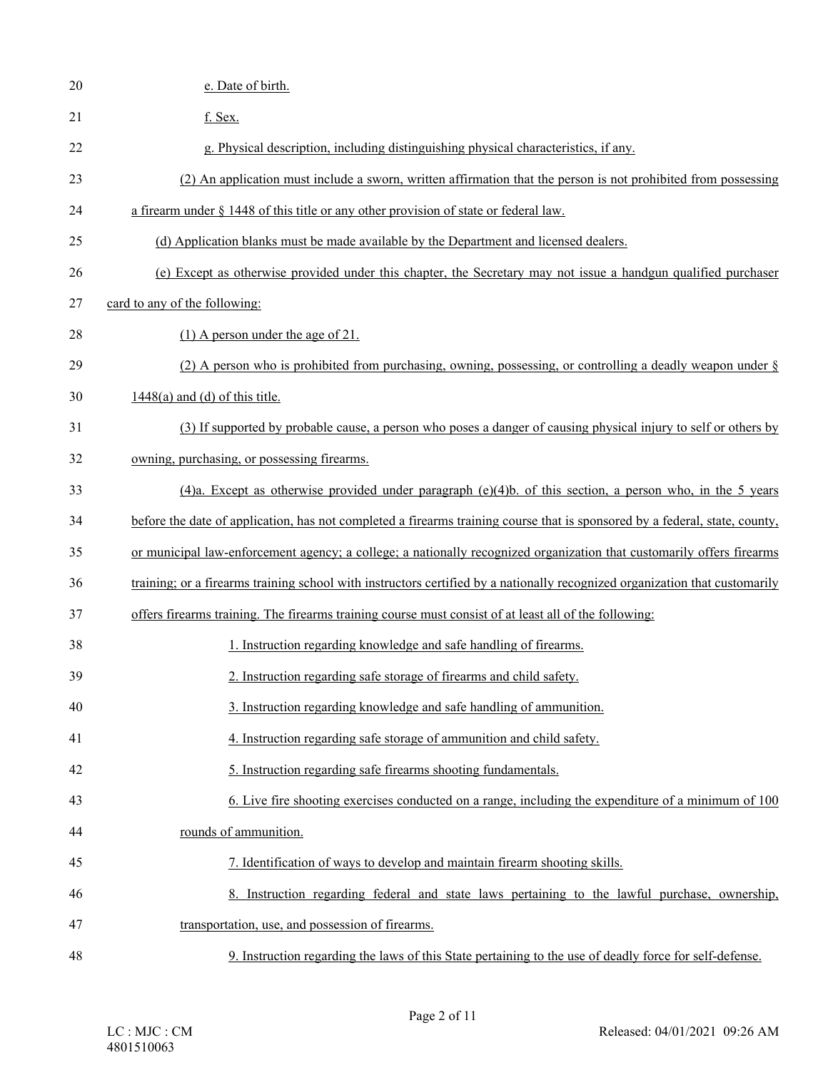e. Date of birth.

f. Sex.

g. Physical description, including distinguishing physical characteristics, if any.

(2) An application must include a sworn, written affirmation that the person is not prohibited from possessing a firearm under § 1448 of this title or any other provision of state or federal law.

(d) Application blanks must be made available by the Department and licensed dealers.

(e) Except as otherwise provided under this chapter, the Secretary may not issue a handgun qualified purchaser card to any of the following:

(1) A person under the age of 21.

(2) A person who is prohibited from purchasing, owning, possessing, or controlling a deadly weapon under § 1448(a) and (d) of this title.

(3) If supported by probable cause, a person who poses a danger of causing physical injury to self or others by owning, purchasing, or possessing firearms.

(4)a. Except as otherwise provided under paragraph (e)(4)b. of this section, a person who, in the 5 years before the date of application, has not completed a firearms training course that is sponsored by a federal, state, county, or municipal law-enforcement agency; a college; a nationally recognized organization that customarily offers firearms training; or a firearms training school with instructors certified by a nationally recognized organization that customarily offers firearms training. The firearms training course must consist of at least all of the following:

1. Instruction regarding knowledge and safe handling of firearms.

2. Instruction regarding safe storage of firearms and child safety.

3. Instruction regarding knowledge and safe handling of ammunition.

4. Instruction regarding safe storage of ammunition and child safety.

5. Instruction regarding safe firearms shooting fundamentals.

6. Live fire shooting exercises conducted on a range, including the expenditure of a minimum of 100 rounds of ammunition.

7. Identification of ways to develop and maintain firearm shooting skills.

8. Instruction regarding federal and state laws pertaining to the lawful purchase, ownership, transportation, use, and possession of firearms.

9. Instruction regarding the laws of this State pertaining to the use of deadly force for self-defense.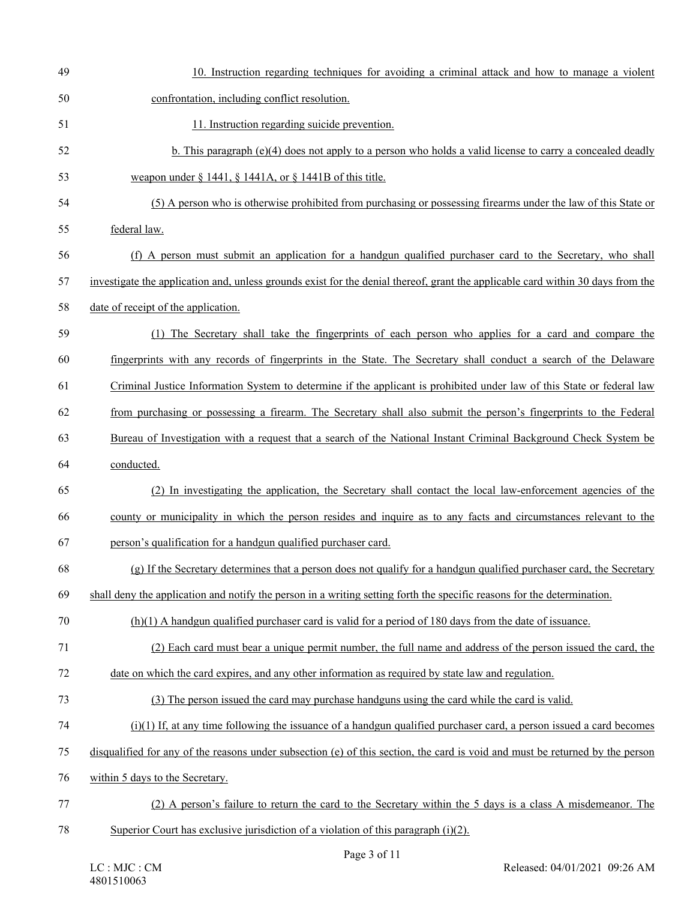10. Instruction regarding techniques for avoiding a criminal attack and how to manage a violent confrontation, including conflict resolution.

11. Instruction regarding suicide prevention.

b. This paragraph (e)(4) does not apply to a person who holds a valid license to carry a concealed deadly weapon under § 1441, § 1441A, or § 1441B of this title.

(5) A person who is otherwise prohibited from purchasing or possessing firearms under the law of this State or federal law.

(f) A person must submit an application for a handgun qualified purchaser card to the Secretary, who shall investigate the application and, unless grounds exist for the denial thereof, grant the applicable card within 30 days from the date of receipt of the application.

(1) The Secretary shall take the fingerprints of each person who applies for a card and compare the fingerprints with any records of fingerprints in the State. The Secretary shall conduct a search of the Delaware Criminal Justice Information System to determine if the applicant is prohibited under law of this State or federal law from purchasing or possessing a firearm. The Secretary shall also submit the person's fingerprints to the Federal Bureau of Investigation with a request that a search of the National Instant Criminal Background Check System be conducted.

(2) In investigating the application, the Secretary shall contact the local law-enforcement agencies of the county or municipality in which the person resides and inquire as to any facts and circumstances relevant to the person's qualification for a handgun qualified purchaser card.

(g) If the Secretary determines that a person does not qualify for a handgun qualified purchaser card, the Secretary shall deny the application and notify the person in a writing setting forth the specific reasons for the determination.

(h)(1) A handgun qualified purchaser card is valid for a period of 180 days from the date of issuance.

(2) Each card must bear a unique permit number, the full name and address of the person issued the card, the date on which the card expires, and any other information as required by state law and regulation.

(3) The person issued the card may purchase handguns using the card while the card is valid.

(i)(1) If, at any time following the issuance of a handgun qualified purchaser card, a person issued a card becomes disqualified for any of the reasons under subsection (e) of this section, the card is void and must be returned by the person within 5 days to the Secretary.

(2) A person's failure to return the card to the Secretary within the 5 days is a class A misdemeanor. The Superior Court has exclusive jurisdiction of a violation of this paragraph (i)(2).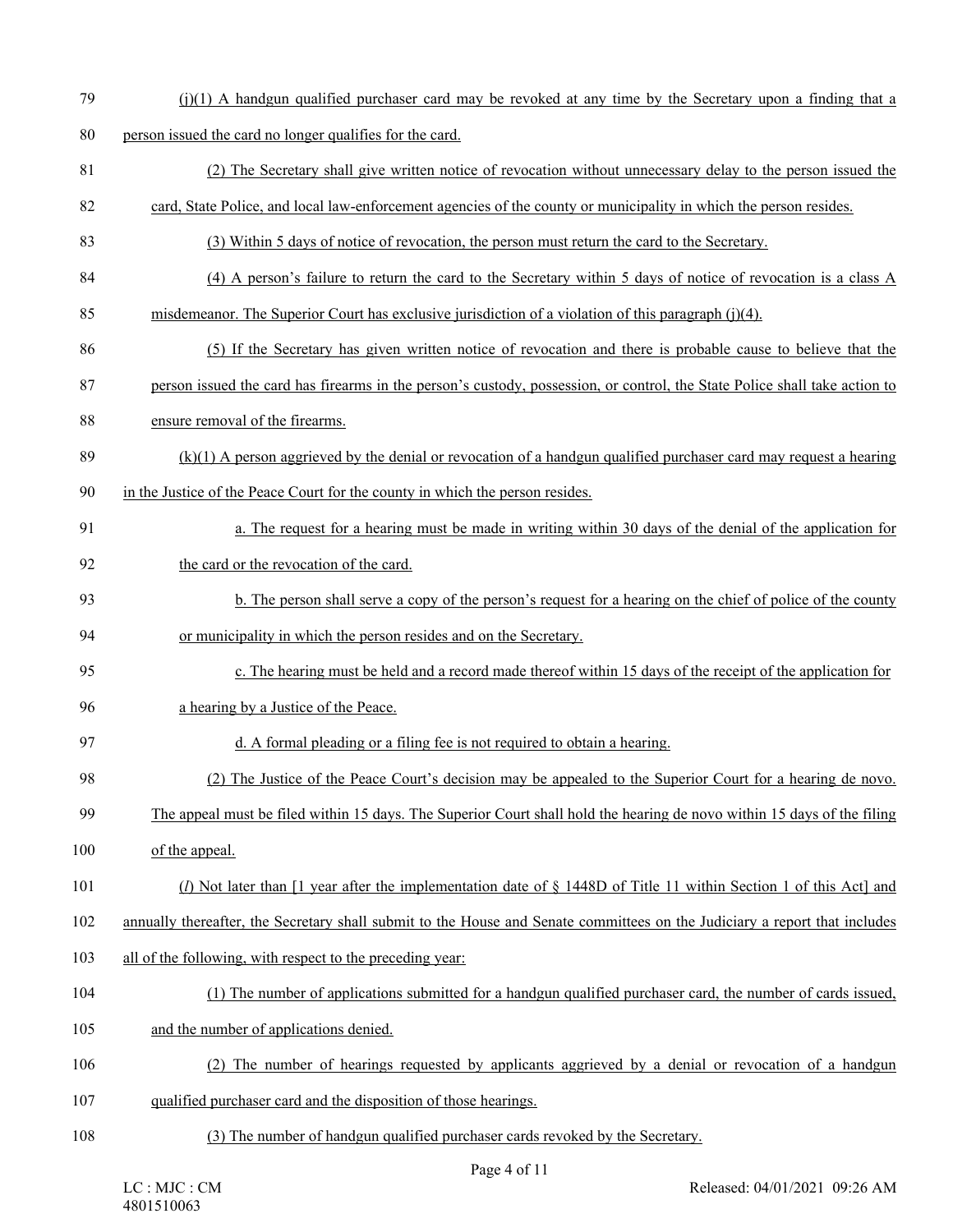(j)(1) A handgun qualified purchaser card may be revoked at any time by the Secretary upon a finding that a person issued the card no longer qualifies for the card.

(2) The Secretary shall give written notice of revocation without unnecessary delay to the person issued the card, State Police, and local law-enforcement agencies of the county or municipality in which the person resides.

(3) Within 5 days of notice of revocation, the person must return the card to the Secretary.

(4) A person's failure to return the card to the Secretary within 5 days of notice of revocation is a class A misdemeanor. The Superior Court has exclusive jurisdiction of a violation of this paragraph (j)(4).

(5) If the Secretary has given written notice of revocation and there is probable cause to believe that the person issued the card has firearms in the person's custody, possession, or control, the State Police shall take action to ensure removal of the firearms.

(k)(1) A person aggrieved by the denial or revocation of a handgun qualified purchaser card may request a hearing in the Justice of the Peace Court for the county in which the person resides.

a. The request for a hearing must be made in writing within 30 days of the denial of the application for the card or the revocation of the card.

b. The person shall serve a copy of the person's request for a hearing on the chief of police of the county or municipality in which the person resides and on the Secretary.

c. The hearing must be held and a record made thereof within 15 days of the receipt of the application for a hearing by a Justice of the Peace.

d. A formal pleading or a filing fee is not required to obtain a hearing.

(2) The Justice of the Peace Court's decision may be appealed to the Superior Court for a hearing de novo. The appeal must be filed within 15 days. The Superior Court shall hold the hearing de novo within 15 days of the filing of the appeal.

(*l*) Not later than [1 year after the implementation date of § 1448D of Title 11 within Section 1 of this Act] and annually thereafter, the Secretary shall submit to the House and Senate committees on the Judiciary a report that includes all of the following, with respect to the preceding year:

(1) The number of applications submitted for a handgun qualified purchaser card, the number of cards issued, and the number of applications denied.

(2) The number of hearings requested by applicants aggrieved by a denial or revocation of a handgun qualified purchaser card and the disposition of those hearings.

(3) The number of handgun qualified purchaser cards revoked by the Secretary.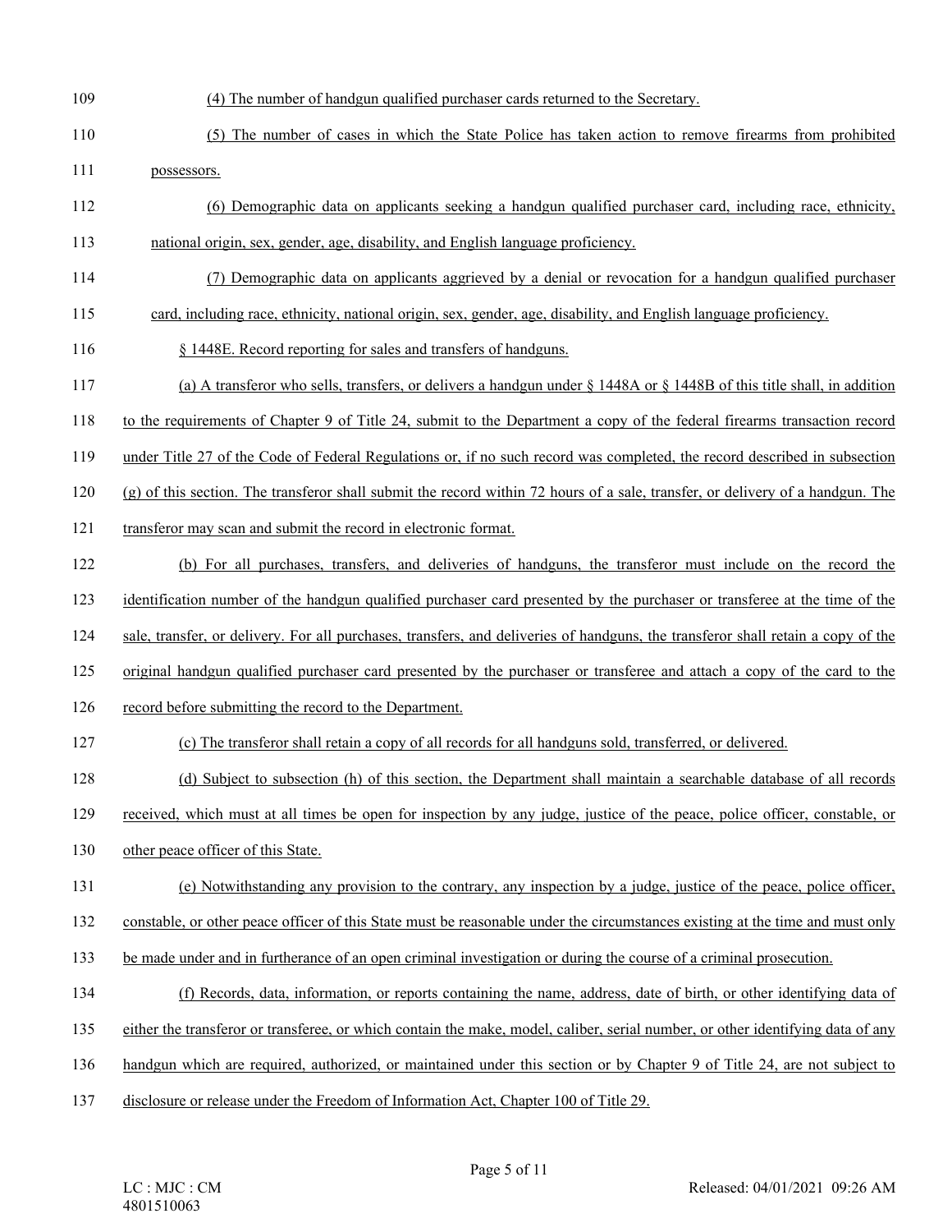(4) The number of handgun qualified purchaser cards returned to the Secretary.

(5) The number of cases in which the State Police has taken action to remove firearms from prohibited possessors.

(6) Demographic data on applicants seeking a handgun qualified purchaser card, including race, ethnicity, national origin, sex, gender, age, disability, and English language proficiency.

(7) Demographic data on applicants aggrieved by a denial or revocation for a handgun qualified purchaser card, including race, ethnicity, national origin, sex, gender, age, disability, and English language proficiency.

§ 1448E. Record reporting for sales and transfers of handguns.

(a) A transferor who sells, transfers, or delivers a handgun under § 1448A or § 1448B of this title shall, in addition to the requirements of Chapter 9 of Title 24, submit to the Department a copy of the federal firearms transaction record under Title 27 of the Code of Federal Regulations or, if no such record was completed, the record described in subsection (g) of this section. The transferor shall submit the record within 72 hours of a sale, transfer, or delivery of a handgun. The transferor may scan and submit the record in electronic format.

(b) For all purchases, transfers, and deliveries of handguns, the transferor must include on the record the identification number of the handgun qualified purchaser card presented by the purchaser or transferee at the time of the sale, transfer, or delivery. For all purchases, transfers, and deliveries of handguns, the transferor shall retain a copy of the original handgun qualified purchaser card presented by the purchaser or transferee and attach a copy of the card to the record before submitting the record to the Department.

(c) The transferor shall retain a copy of all records for all handguns sold, transferred, or delivered.

(d) Subject to subsection (h) of this section, the Department shall maintain a searchable database of all records received, which must at all times be open for inspection by any judge, justice of the peace, police officer, constable, or other peace officer of this State.

(e) Notwithstanding any provision to the contrary, any inspection by a judge, justice of the peace, police officer, constable, or other peace officer of this State must be reasonable under the circumstances existing at the time and must only be made under and in furtherance of an open criminal investigation or during the course of a criminal prosecution.

(f) Records, data, information, or reports containing the name, address, date of birth, or other identifying data of either the transferor or transferee, or which contain the make, model, caliber, serial number, or other identifying data of any handgun which are required, authorized, or maintained under this section or by Chapter 9 of Title 24, are not subject to disclosure or release under the Freedom of Information Act, Chapter 100 of Title 29.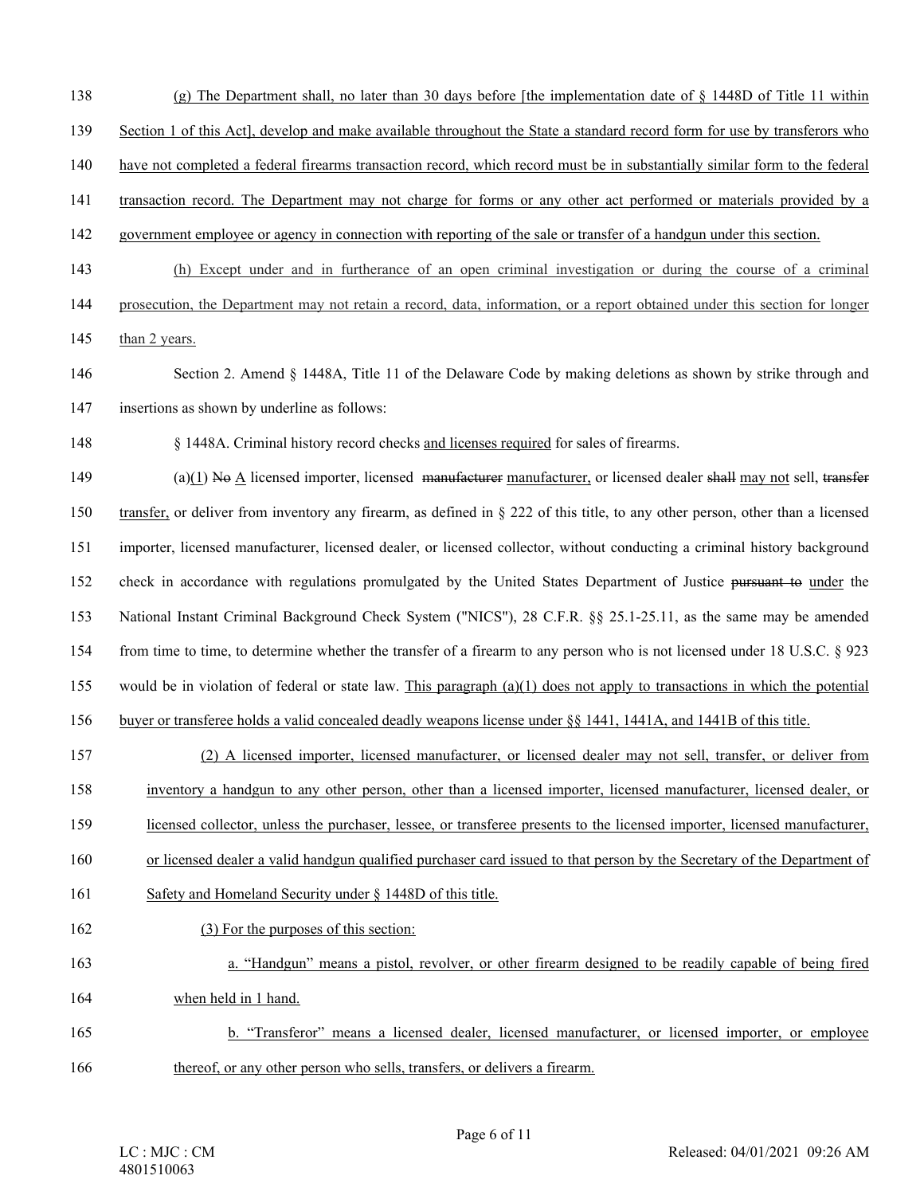(g) The Department shall, no later than 30 days before [the implementation date of § 1448D of Title 11 within Section 1 of this Act], develop and make available throughout the State a standard record form for use by transferors who have not completed a federal firearms transaction record, which record must be in substantially similar form to the federal transaction record. The Department may not charge for forms or any other act performed or materials provided by a government employee or agency in connection with reporting of the sale or transfer of a handgun under this section.

(h) Except under and in furtherance of an open criminal investigation or during the course of a criminal prosecution, the Department may not retain a record, data, information, or a report obtained under this section for longer than 2 years.

Section 2. Amend § 1448A, Title 11 of the Delaware Code by making deletions as shown by strike through and insertions as shown by underline as follows:

§ 1448A. Criminal history record checks and licenses required for sales of firearms.

(a)(1) ~~No~~ A licensed importer, licensed ~~manufacturer~~ manufacturer, or licensed dealer ~~shall~~ may not sell, ~~transfer~~ transfer, or deliver from inventory any firearm, as defined in § 222 of this title, to any other person, other than a licensed importer, licensed manufacturer, licensed dealer, or licensed collector, without conducting a criminal history background check in accordance with regulations promulgated by the United States Department of Justice ~~pursuant to~~ under the National Instant Criminal Background Check System ("NICS"), 28 C.F.R. §§ 25.1-25.11, as the same may be amended from time to time, to determine whether the transfer of a firearm to any person who is not licensed under 18 U.S.C. § 923 would be in violation of federal or state law. This paragraph (a)(1) does not apply to transactions in which the potential buyer or transferee holds a valid concealed deadly weapons license under §§ 1441, 1441A, and 1441B of this title.

(2) A licensed importer, licensed manufacturer, or licensed dealer may not sell, transfer, or deliver from inventory a handgun to any other person, other than a licensed importer, licensed manufacturer, licensed dealer, or licensed collector, unless the purchaser, lessee, or transferee presents to the licensed importer, licensed manufacturer, or licensed dealer a valid handgun qualified purchaser card issued to that person by the Secretary of the Department of Safety and Homeland Security under § 1448D of this title.

(3) For the purposes of this section:

a. "Handgun" means a pistol, revolver, or other firearm designed to be readily capable of being fired when held in 1 hand.

b. "Transferor" means a licensed dealer, licensed manufacturer, or licensed importer, or employee thereof, or any other person who sells, transfers, or delivers a firearm.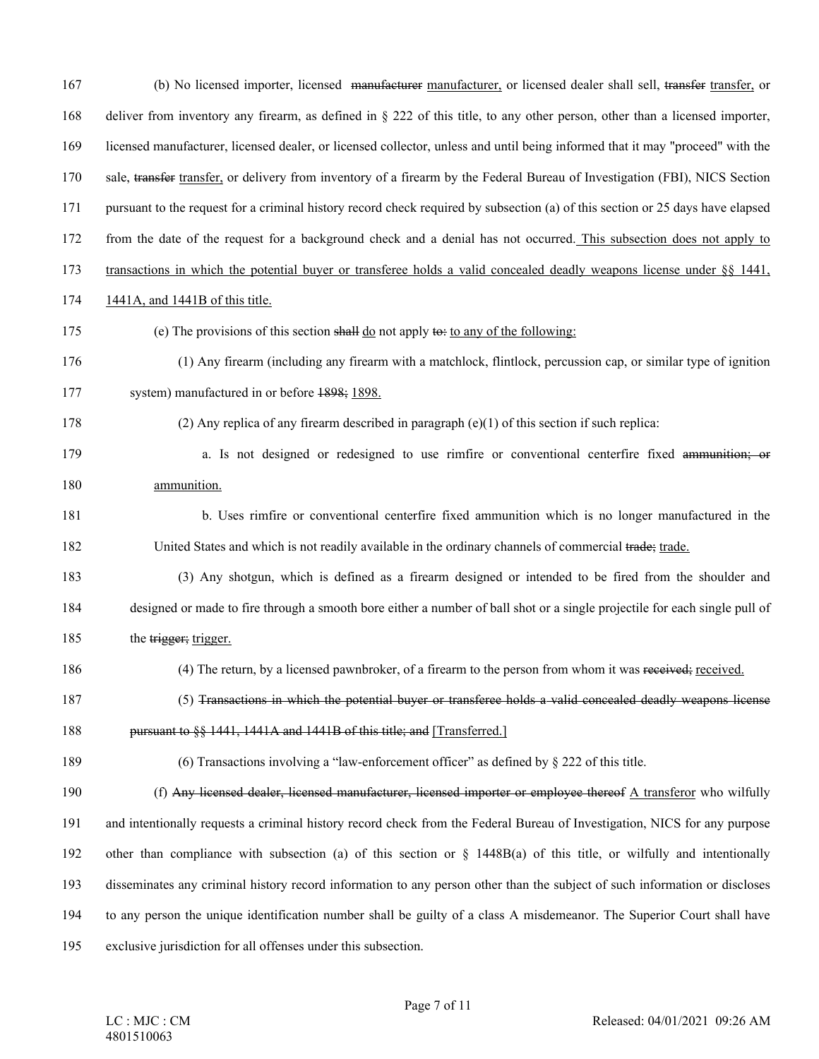167 (b) No licensed importer, licensed ~~manufacturer~~ manufacturer, or licensed dealer shall sell, ~~transfer~~ transfer, or
168 deliver from inventory any firearm, as defined in § 222 of this title, to any other person, other than a licensed importer,
169 licensed manufacturer, licensed dealer, or licensed collector, unless and until being informed that it may "proceed" with the
170 sale, ~~transfer~~ transfer, or delivery from inventory of a firearm by the Federal Bureau of Investigation (FBI), NICS Section
171 pursuant to the request for a criminal history record check required by subsection (a) of this section or 25 days have elapsed
172 from the date of the request for a background check and a denial has not occurred. This subsection does not apply to
173 transactions in which the potential buyer or transferee holds a valid concealed deadly weapons license under §§ 1441,
174 1441A, and 1441B of this title.

175 (e) The provisions of this section ~~shall~~ do not apply ~~to:~~ to any of the following:

176 (1) Any firearm (including any firearm with a matchlock, flintlock, percussion cap, or similar type of ignition
177 system) manufactured in or before ~~1898;~~ 1898.

178 (2) Any replica of any firearm described in paragraph (e)(1) of this section if such replica:

179 a. Is not designed or redesigned to use rimfire or conventional centerfire fixed ~~ammunition; or~~
180 ammunition.

181 b. Uses rimfire or conventional centerfire fixed ammunition which is no longer manufactured in the
182 United States and which is not readily available in the ordinary channels of commercial ~~trade;~~ trade.

183 (3) Any shotgun, which is defined as a firearm designed or intended to be fired from the shoulder and
184 designed or made to fire through a smooth bore either a number of ball shot or a single projectile for each single pull of
185 the ~~trigger;~~ trigger.

186 (4) The return, by a licensed pawnbroker, of a firearm to the person from whom it was ~~received;~~ received.

187 (5) ~~Transactions in which the potential buyer or transferee holds a valid concealed deadly weapons license~~
188 ~~pursuant to §§ 1441, 1441A and 1441B of this title; and~~ [Transferred.]

189 (6) Transactions involving a "law-enforcement officer" as defined by § 222 of this title.

190 (f) ~~Any licensed dealer, licensed manufacturer, licensed importer or employee thereof~~ A transferor who wilfully
191 and intentionally requests a criminal history record check from the Federal Bureau of Investigation, NICS for any purpose
192 other than compliance with subsection (a) of this section or § 1448B(a) of this title, or wilfully and intentionally
193 disseminates any criminal history record information to any person other than the subject of such information or discloses
194 to any person the unique identification number shall be guilty of a class A misdemeanor. The Superior Court shall have
195 exclusive jurisdiction for all offenses under this subsection.

LC : MJC : CM
4801510063

Released: 04/01/2021 09:26 AM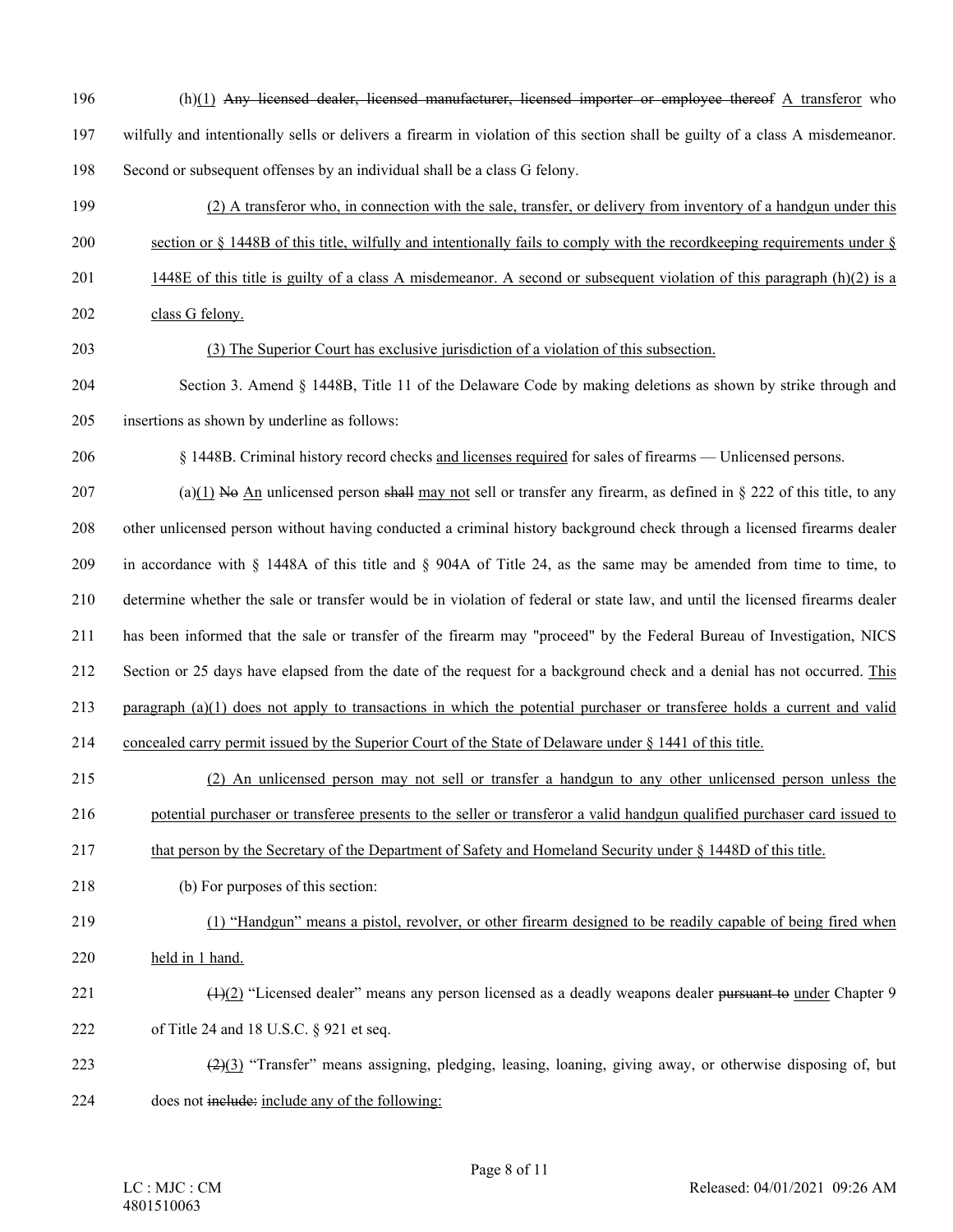196 (h)(1) ~~Any licensed dealer, licensed manufacturer, licensed importer or employee thereof~~ A transferor who
197 wilfully and intentionally sells or delivers a firearm in violation of this section shall be guilty of a class A misdemeanor.
198 Second or subsequent offenses by an individual shall be a class G felony.

199 (2) A transferor who, in connection with the sale, transfer, or delivery from inventory of a handgun under this
200 section or § 1448B of this title, wilfully and intentionally fails to comply with the recordkeeping requirements under §
201 1448E of this title is guilty of a class A misdemeanor. A second or subsequent violation of this paragraph (h)(2) is a
202 class G felony.

203 (3) The Superior Court has exclusive jurisdiction of a violation of this subsection.

204 Section 3. Amend § 1448B, Title 11 of the Delaware Code by making deletions as shown by strike through and
205 insertions as shown by underline as follows:

206 § 1448B. Criminal history record checks and licenses required for sales of firearms — Unlicensed persons.

207 (a)(1) ~~No~~ An unlicensed person ~~shall~~ may not sell or transfer any firearm, as defined in § 222 of this title, to any
208 other unlicensed person without having conducted a criminal history background check through a licensed firearms dealer
209 in accordance with § 1448A of this title and § 904A of Title 24, as the same may be amended from time to time, to
210 determine whether the sale or transfer would be in violation of federal or state law, and until the licensed firearms dealer
211 has been informed that the sale or transfer of the firearm may "proceed" by the Federal Bureau of Investigation, NICS
212 Section or 25 days have elapsed from the date of the request for a background check and a denial has not occurred. This
213 paragraph (a)(1) does not apply to transactions in which the potential purchaser or transferee holds a current and valid
214 concealed carry permit issued by the Superior Court of the State of Delaware under § 1441 of this title.

215 (2) An unlicensed person may not sell or transfer a handgun to any other unlicensed person unless the
216 potential purchaser or transferee presents to the seller or transferor a valid handgun qualified purchaser card issued to
217 that person by the Secretary of the Department of Safety and Homeland Security under § 1448D of this title.

218 (b) For purposes of this section:

219 (1) "Handgun" means a pistol, revolver, or other firearm designed to be readily capable of being fired when
220 held in 1 hand.

221 ~~(1)~~(2) "Licensed dealer" means any person licensed as a deadly weapons dealer ~~pursuant to~~ under Chapter 9
222 of Title 24 and 18 U.S.C. § 921 et seq.

223 ~~(2)~~(3) "Transfer" means assigning, pledging, leasing, loaning, giving away, or otherwise disposing of, but
224 does not ~~include:~~ include any of the following: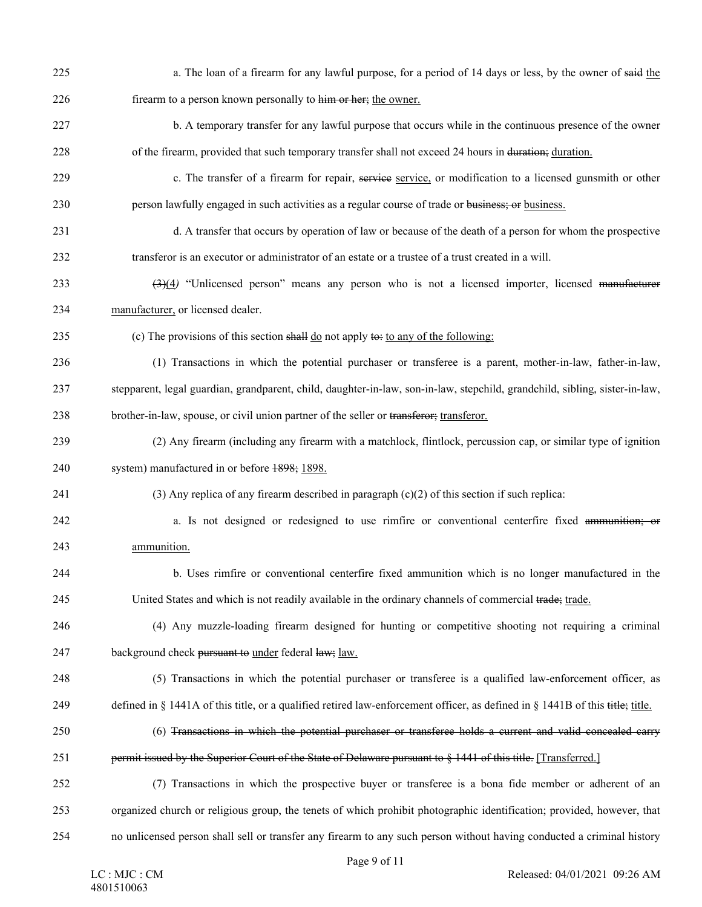225 a. The loan of a firearm for any lawful purpose, for a period of 14 days or less, by the owner of ~~said~~ <u>the</u>
226 firearm to a person known personally to ~~him or her;~~ <u>the owner.</u>

227 b. A temporary transfer for any lawful purpose that occurs while in the continuous presence of the owner
228 of the firearm, provided that such temporary transfer shall not exceed 24 hours in ~~duration;~~ <u>duration.</u>

229 c. The transfer of a firearm for repair, ~~service~~ <u>service,</u> or modification to a licensed gunsmith or other
230 person lawfully engaged in such activities as a regular course of trade or ~~business; or~~ <u>business.</u>

231 d. A transfer that occurs by operation of law or because of the death of a person for whom the prospective
232 transferor is an executor or administrator of an estate or a trustee of a trust created in a will.

233 ~~(3)~~(4) "Unlicensed person" means any person who is not a licensed importer, licensed ~~manufacturer~~
234 <u>manufacturer,</u> or licensed dealer.

235 (c) The provisions of this section ~~shall~~ <u>do</u> not apply ~~to:~~ <u>to any of the following:</u>

236 (1) Transactions in which the potential purchaser or transferee is a parent, mother-in-law, father-in-law,
237 stepparent, legal guardian, grandparent, child, daughter-in-law, son-in-law, stepchild, grandchild, sibling, sister-in-law,
238 brother-in-law, spouse, or civil union partner of the seller or ~~transferor;~~ <u>transferor.</u>

239 (2) Any firearm (including any firearm with a matchlock, flintlock, percussion cap, or similar type of ignition
240 system) manufactured in or before ~~1898;~~ <u>1898.</u>

241 (3) Any replica of any firearm described in paragraph (c)(2) of this section if such replica:

242 a. Is not designed or redesigned to use rimfire or conventional centerfire fixed ~~ammunition; or~~
243 <u>ammunition.</u>

244 b. Uses rimfire or conventional centerfire fixed ammunition which is no longer manufactured in the
245 United States and which is not readily available in the ordinary channels of commercial ~~trade;~~ <u>trade.</u>

246 (4) Any muzzle-loading firearm designed for hunting or competitive shooting not requiring a criminal
247 background check ~~pursuant to~~ <u>under</u> federal ~~law;~~ <u>law.</u>

248 (5) Transactions in which the potential purchaser or transferee is a qualified law-enforcement officer, as
249 defined in § 1441A of this title, or a qualified retired law-enforcement officer, as defined in § 1441B of this ~~title;~~ <u>title.</u>

250 (6) ~~Transactions in which the potential purchaser or transferee holds a current and valid concealed carry~~
251 ~~permit issued by the Superior Court of the State of Delaware pursuant to § 1441 of this title.~~ <u>[Transferred.]</u>

252 (7) Transactions in which the prospective buyer or transferee is a bona fide member or adherent of an
253 organized church or religious group, the tenets of which prohibit photographic identification; provided, however, that
254 no unlicensed person shall sell or transfer any firearm to any such person without having conducted a criminal history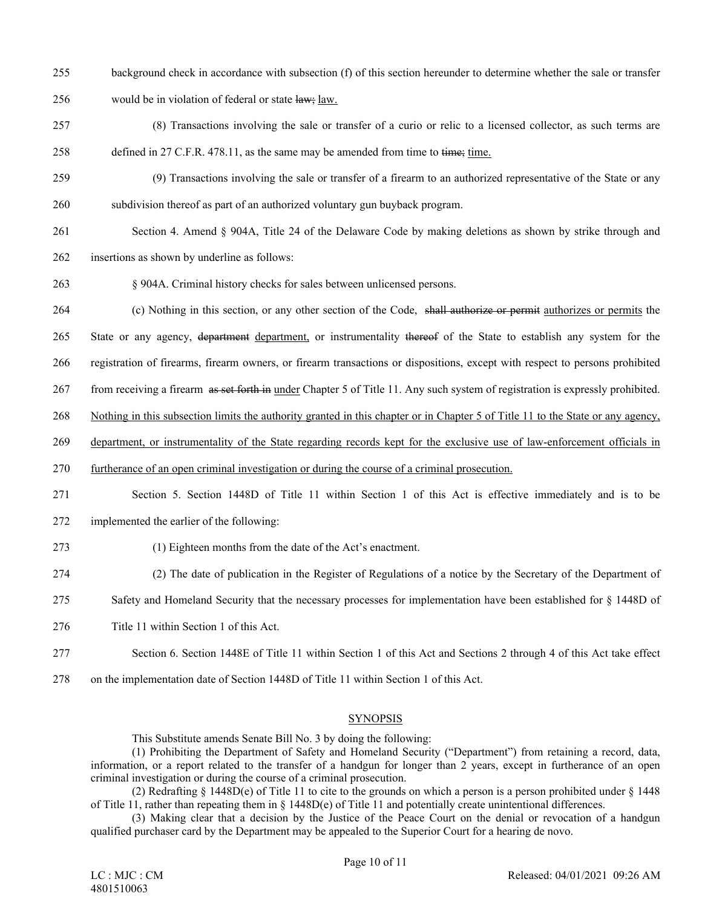255 background check in accordance with subsection (f) of this section hereunder to determine whether the sale or transfer

256 would be in violation of federal or state ~~law;~~ <u>law.</u>

257 (8) Transactions involving the sale or transfer of a curio or relic to a licensed collector, as such terms are

258 defined in 27 C.F.R. 478.11, as the same may be amended from time to ~~time;~~ <u>time.</u>

259 (9) Transactions involving the sale or transfer of a firearm to an authorized representative of the State or any

260 subdivision thereof as part of an authorized voluntary gun buyback program.

261 Section 4. Amend § 904A, Title 24 of the Delaware Code by making deletions as shown by strike through and

262 insertions as shown by underline as follows:

263 § 904A. Criminal history checks for sales between unlicensed persons.

264 (c) Nothing in this section, or any other section of the Code, ~~shall authorize or permit~~ <u>authorizes or permits</u> the

265 State or any agency, ~~department~~ <u>department,</u> or instrumentality ~~thereof~~ of the State to establish any system for the

266 registration of firearms, firearm owners, or firearm transactions or dispositions, except with respect to persons prohibited

267 from receiving a firearm ~~as set forth in~~ <u>under</u> Chapter 5 of Title 11. Any such system of registration is expressly prohibited.

268 <u>Nothing in this subsection limits the authority granted in this chapter or in Chapter 5 of Title 11 to the State or any agency,</u>

269 <u>department, or instrumentality of the State regarding records kept for the exclusive use of law-enforcement officials in</u>

270 <u>furtherance of an open criminal investigation or during the course of a criminal prosecution.</u>

271 Section 5. Section 1448D of Title 11 within Section 1 of this Act is effective immediately and is to be

272 implemented the earlier of the following:

273 (1) Eighteen months from the date of the Act's enactment.

274 (2) The date of publication in the Register of Regulations of a notice by the Secretary of the Department of

275 Safety and Homeland Security that the necessary processes for implementation have been established for § 1448D of

276 Title 11 within Section 1 of this Act.

277 Section 6. Section 1448E of Title 11 within Section 1 of this Act and Sections 2 through 4 of this Act take effect

278 on the implementation date of Section 1448D of Title 11 within Section 1 of this Act.

<u>SYNOPSIS</u>

This Substitute amends Senate Bill No. 3 by doing the following:

(1) Prohibiting the Department of Safety and Homeland Security ("Department") from retaining a record, data, information, or a report related to the transfer of a handgun for longer than 2 years, except in furtherance of an open criminal investigation or during the course of a criminal prosecution.

(2) Redrafting § 1448D(e) of Title 11 to cite to the grounds on which a person is a person prohibited under § 1448 of Title 11, rather than repeating them in § 1448D(e) of Title 11 and potentially create unintentional differences.

(3) Making clear that a decision by the Justice of the Peace Court on the denial or revocation of a handgun qualified purchaser card by the Department may be appealed to the Superior Court for a hearing de novo.

LC : MJC : CM
4801510063

Released: 04/01/2021 09:26 AM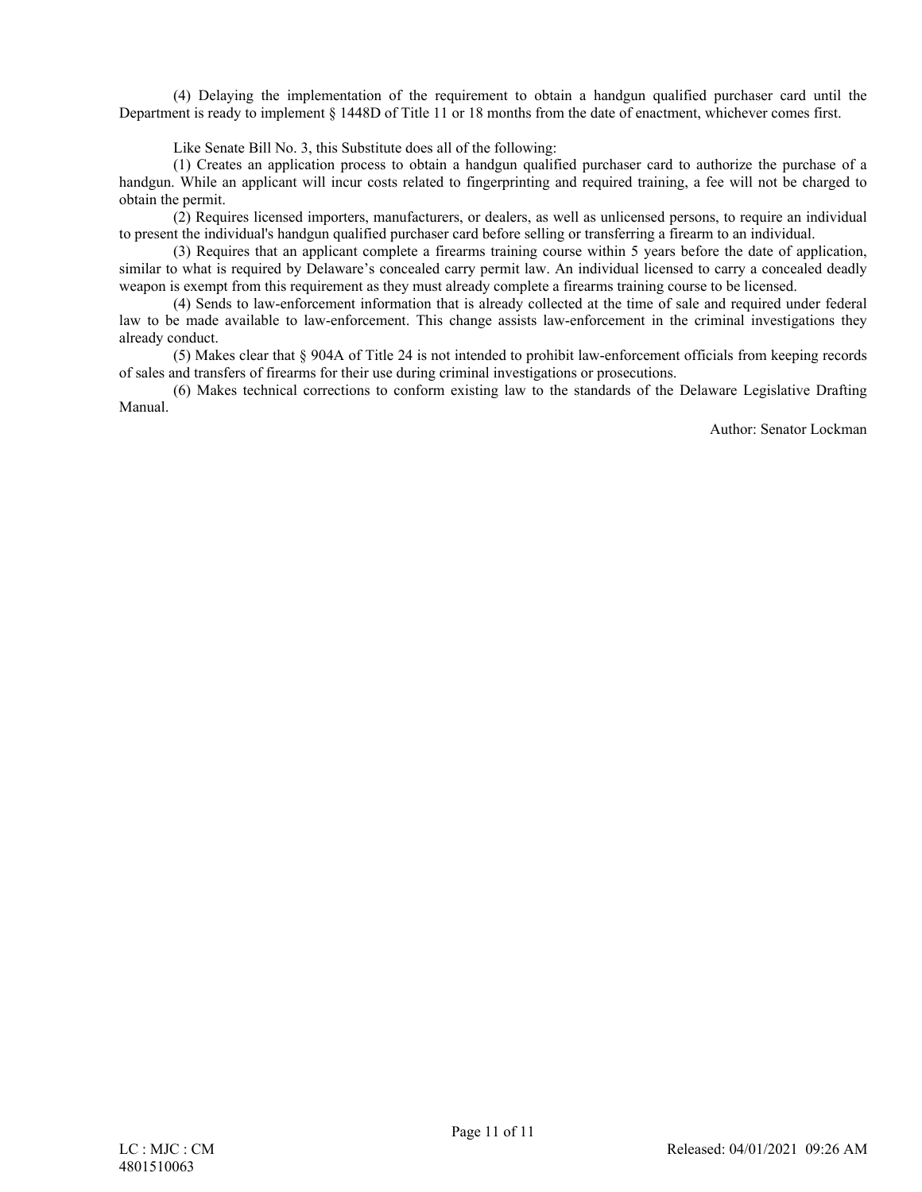(4) Delaying the implementation of the requirement to obtain a handgun qualified purchaser card until the Department is ready to implement § 1448D of Title 11 or 18 months from the date of enactment, whichever comes first.

Like Senate Bill No. 3, this Substitute does all of the following:

(1) Creates an application process to obtain a handgun qualified purchaser card to authorize the purchase of a handgun. While an applicant will incur costs related to fingerprinting and required training, a fee will not be charged to obtain the permit.

(2) Requires licensed importers, manufacturers, or dealers, as well as unlicensed persons, to require an individual to present the individual's handgun qualified purchaser card before selling or transferring a firearm to an individual.

(3) Requires that an applicant complete a firearms training course within 5 years before the date of application, similar to what is required by Delaware's concealed carry permit law. An individual licensed to carry a concealed deadly weapon is exempt from this requirement as they must already complete a firearms training course to be licensed.

(4) Sends to law-enforcement information that is already collected at the time of sale and required under federal law to be made available to law-enforcement. This change assists law-enforcement in the criminal investigations they already conduct.

(5) Makes clear that § 904A of Title 24 is not intended to prohibit law-enforcement officials from keeping records of sales and transfers of firearms for their use during criminal investigations or prosecutions.

(6) Makes technical corrections to conform existing law to the standards of the Delaware Legislative Drafting Manual.

Author: Senator Lockman

LC : MJC : CM
4801510063

Released: 04/01/2021 09:26 AM